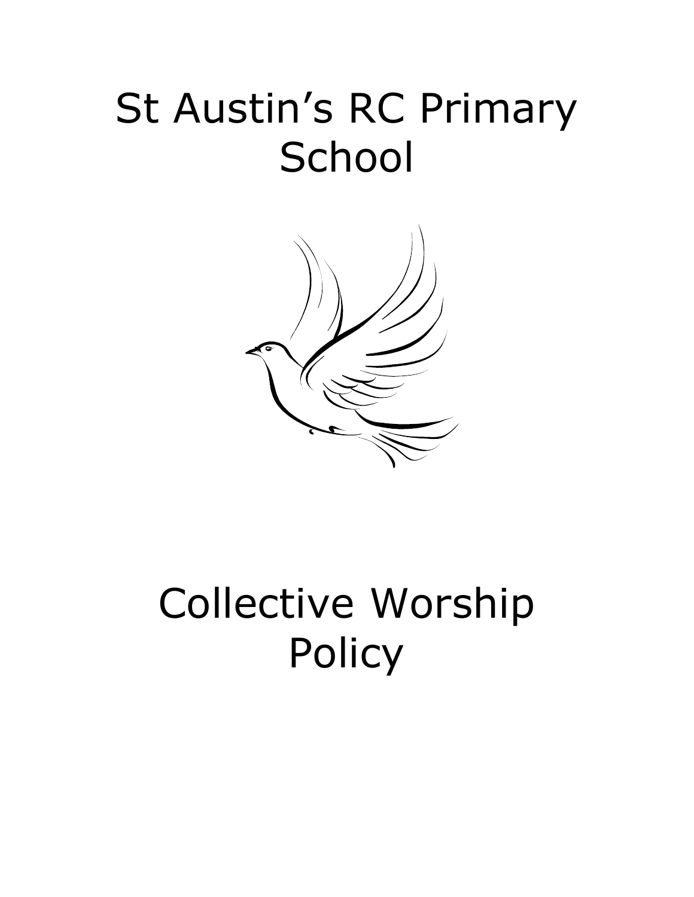# St Austin's RC Primary School

# Collective Worship Policy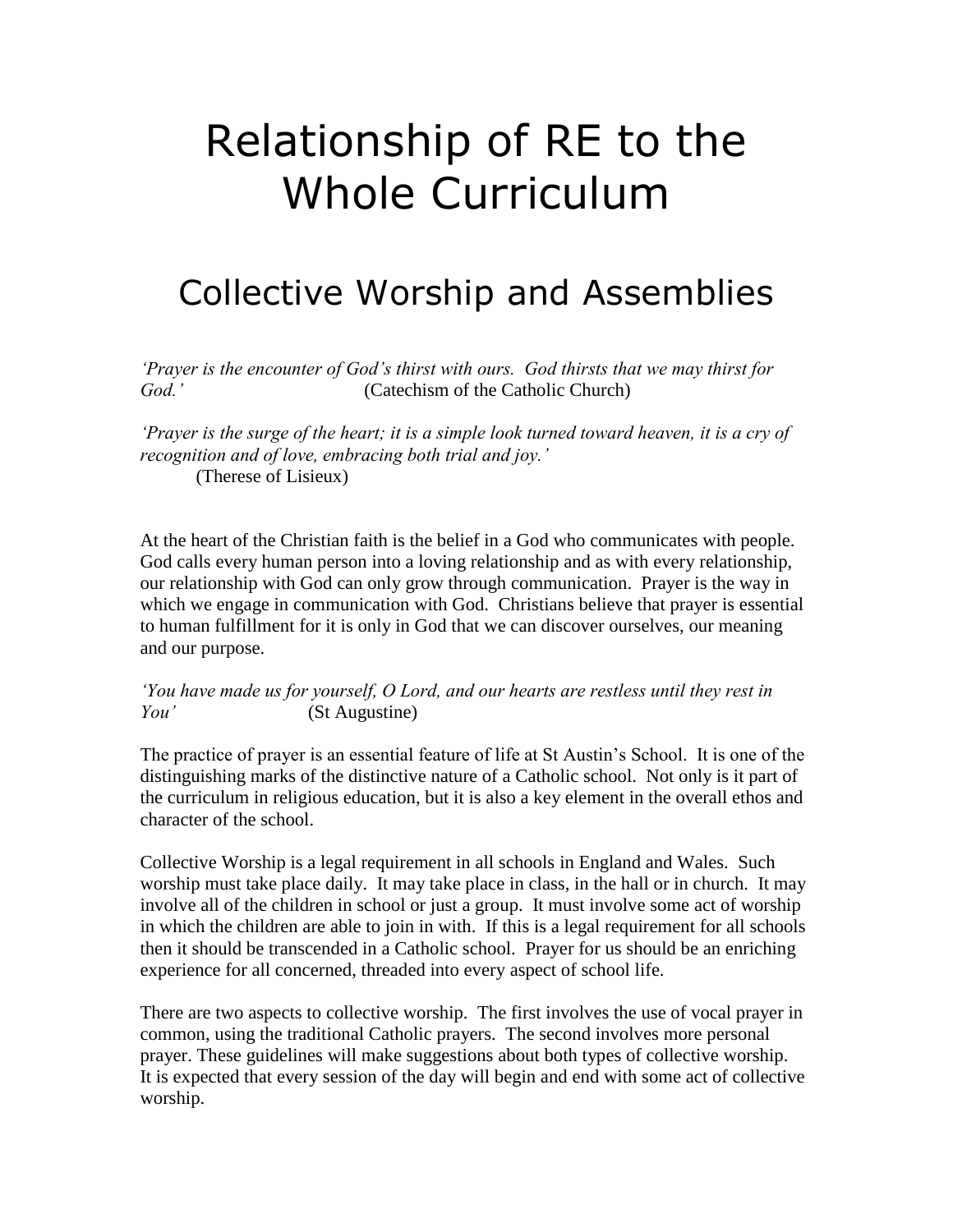# Relationship of RE to the Whole Curriculum

## Collective Worship and Assemblies

*'Prayer is the encounter of God's thirst with ours. God thirsts that we may thirst for God.'* (Catechism of the Catholic Church)

*'Prayer is the surge of the heart; it is a simple look turned toward heaven, it is a cry of recognition and of love, embracing both trial and joy.'* (Therese of Lisieux)

At the heart of the Christian faith is the belief in a God who communicates with people. God calls every human person into a loving relationship and as with every relationship, our relationship with God can only grow through communication. Prayer is the way in which we engage in communication with God. Christians believe that prayer is essential to human fulfillment for it is only in God that we can discover ourselves, our meaning and our purpose.

*'You have made us for yourself, O Lord, and our hearts are restless until they rest in You'* (St Augustine)

The practice of prayer is an essential feature of life at St Austin's School. It is one of the distinguishing marks of the distinctive nature of a Catholic school. Not only is it part of the curriculum in religious education, but it is also a key element in the overall ethos and character of the school.

Collective Worship is a legal requirement in all schools in England and Wales. Such worship must take place daily. It may take place in class, in the hall or in church. It may involve all of the children in school or just a group. It must involve some act of worship in which the children are able to join in with. If this is a legal requirement for all schools then it should be transcended in a Catholic school. Prayer for us should be an enriching experience for all concerned, threaded into every aspect of school life.

There are two aspects to collective worship. The first involves the use of vocal prayer in common, using the traditional Catholic prayers. The second involves more personal prayer. These guidelines will make suggestions about both types of collective worship. It is expected that every session of the day will begin and end with some act of collective worship.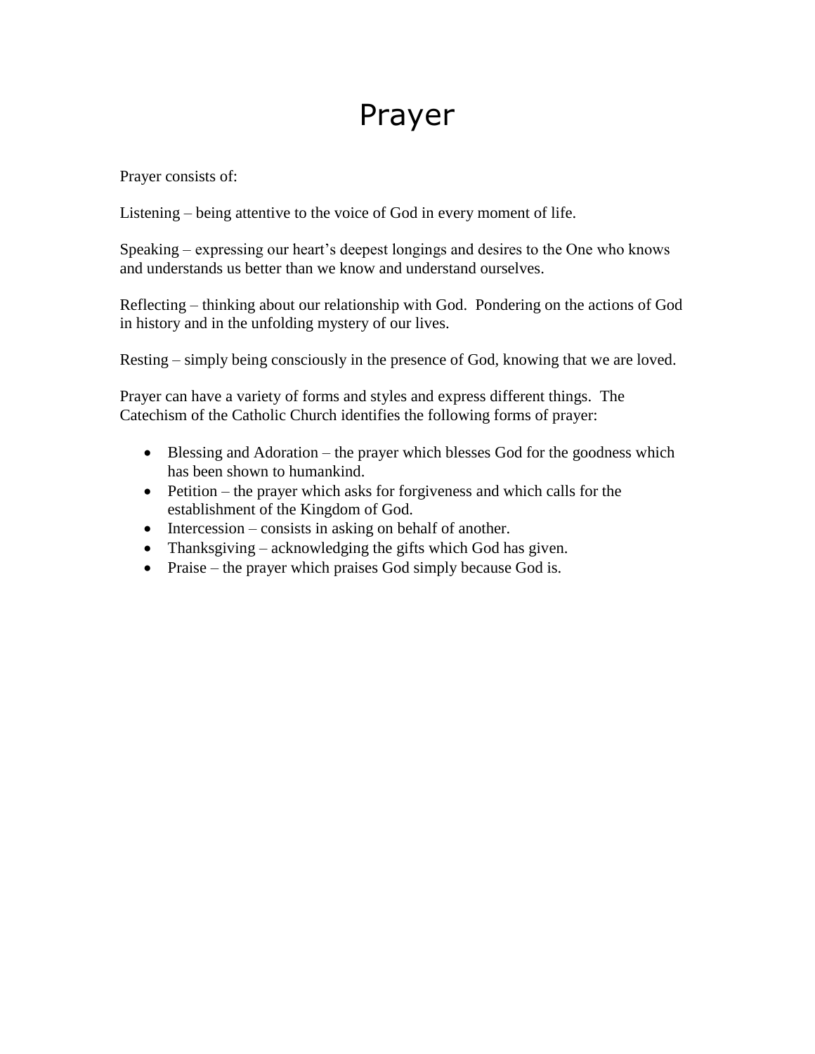# Prayer

Prayer consists of:

Listening – being attentive to the voice of God in every moment of life.

Speaking – expressing our heart's deepest longings and desires to the One who knows and understands us better than we know and understand ourselves.

Reflecting – thinking about our relationship with God. Pondering on the actions of God in history and in the unfolding mystery of our lives.

Resting – simply being consciously in the presence of God, knowing that we are loved.

Prayer can have a variety of forms and styles and express different things. The Catechism of the Catholic Church identifies the following forms of prayer:

- Blessing and Adoration – the prayer which blesses God for the goodness which has been shown to humankind.
- Petition – the prayer which asks for forgiveness and which calls for the establishment of the Kingdom of God.
- Intercession – consists in asking on behalf of another.
- Thanksgiving – acknowledging the gifts which God has given.
- Praise – the prayer which praises God simply because God is.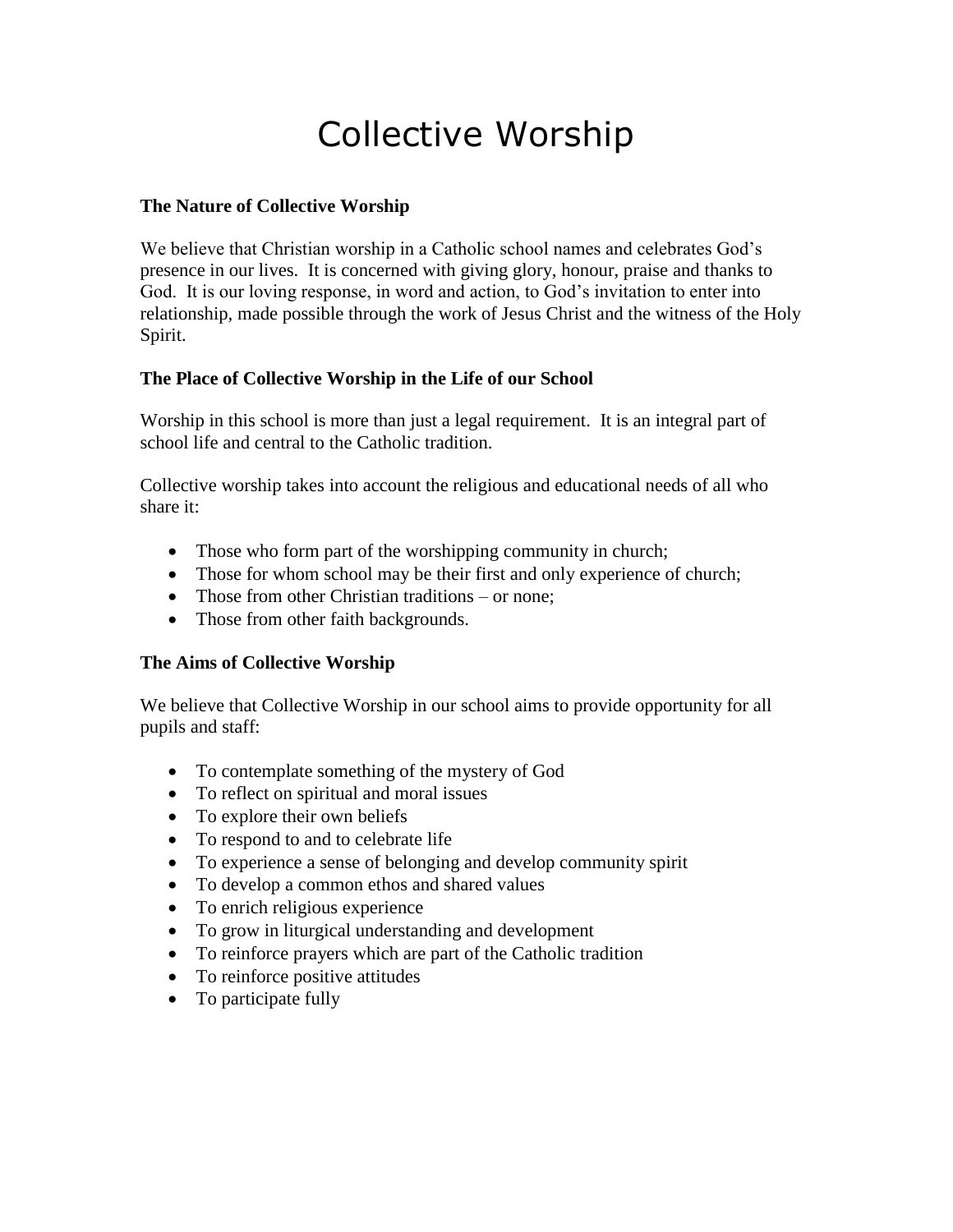# Collective Worship

### The Nature of Collective Worship

We believe that Christian worship in a Catholic school names and celebrates God's presence in our lives. It is concerned with giving glory, honour, praise and thanks to God. It is our loving response, in word and action, to God's invitation to enter into relationship, made possible through the work of Jesus Christ and the witness of the Holy Spirit.

### The Place of Collective Worship in the Life of our School

Worship in this school is more than just a legal requirement. It is an integral part of school life and central to the Catholic tradition.

Collective worship takes into account the religious and educational needs of all who share it:

- Those who form part of the worshipping community in church;
- Those for whom school may be their first and only experience of church;
- Those from other Christian traditions – or none;
- Those from other faith backgrounds.

### The Aims of Collective Worship

We believe that Collective Worship in our school aims to provide opportunity for all pupils and staff:

- To contemplate something of the mystery of God
- To reflect on spiritual and moral issues
- To explore their own beliefs
- To respond to and to celebrate life
- To experience a sense of belonging and develop community spirit
- To develop a common ethos and shared values
- To enrich religious experience
- To grow in liturgical understanding and development
- To reinforce prayers which are part of the Catholic tradition
- To reinforce positive attitudes
- To participate fully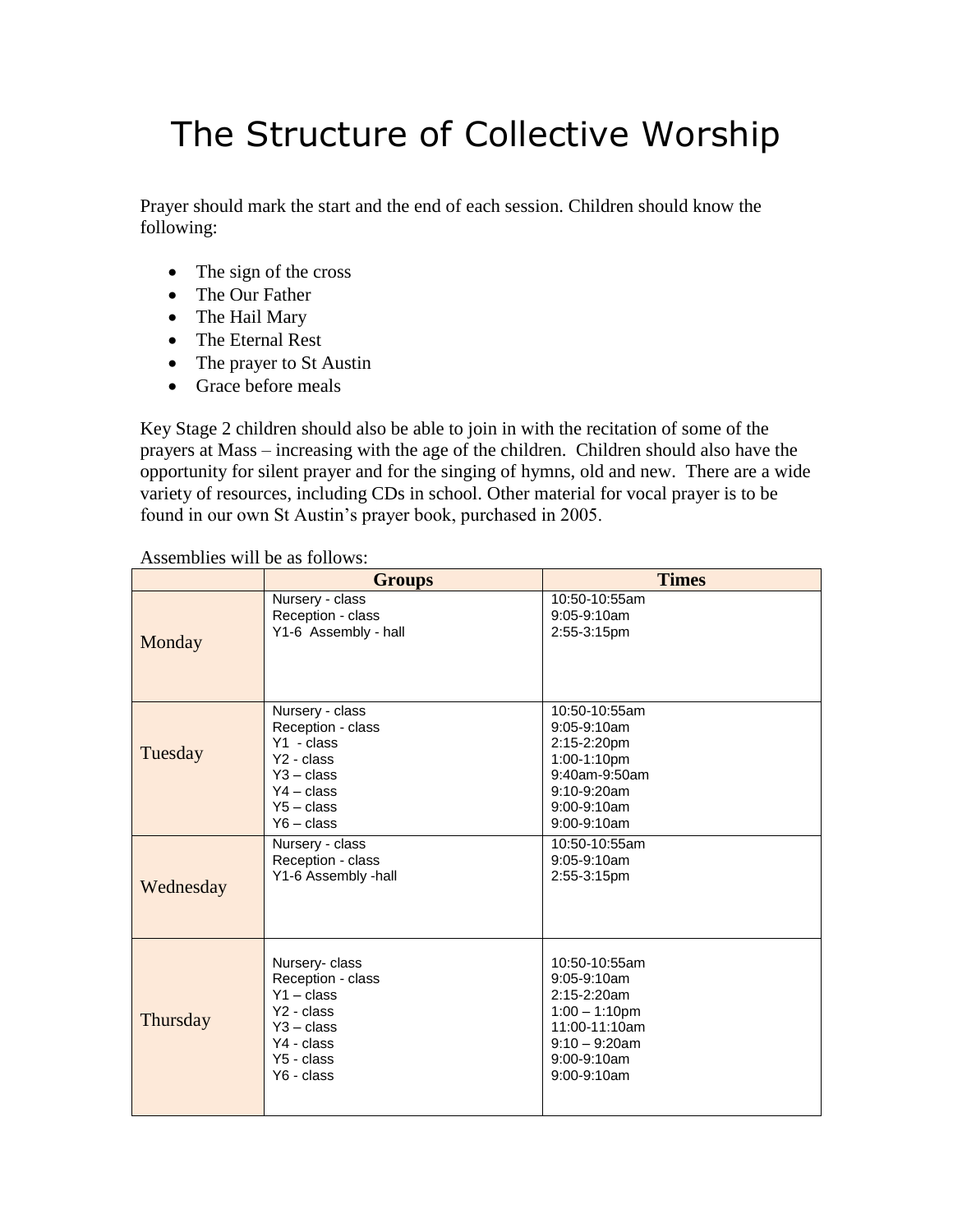# The Structure of Collective Worship

Prayer should mark the start and the end of each session. Children should know the following:

- The sign of the cross
- The Our Father
- The Hail Mary
- The Eternal Rest
- The prayer to St Austin
- Grace before meals

Key Stage 2 children should also be able to join in with the recitation of some of the prayers at Mass – increasing with the age of the children. Children should also have the opportunity for silent prayer and for the singing of hymns, old and new. There are a wide variety of resources, including CDs in school. Other material for vocal prayer is to be found in our own St Austin's prayer book, purchased in 2005.

Assemblies will be as follows:

| | Groups | Times |
|---|---|---|
| Monday | Nursery - class<br>Reception - class<br>Y1-6 Assembly - hall | 10:50-10:55am<br>9:05-9:10am<br>2:55-3:15pm |
| Tuesday | Nursery - class<br>Reception - class<br>Y1 - class<br>Y2 - class<br>Y3 – class<br>Y4 – class<br>Y5 – class<br>Y6 – class | 10:50-10:55am<br>9:05-9:10am<br>2:15-2:20pm<br>1:00-1:10pm<br>9:40am-9:50am<br>9:10-9:20am<br>9:00-9:10am<br>9:00-9:10am |
| Wednesday | Nursery - class<br>Reception - class<br>Y1-6 Assembly -hall | 10:50-10:55am<br>9:05-9:10am<br>2:55-3:15pm |
| Thursday | Nursery- class<br>Reception - class<br>Y1 – class<br>Y2 - class<br>Y3 – class<br>Y4 - class<br>Y5 - class<br>Y6 - class | 10:50-10:55am<br>9:05-9:10am<br>2:15-2:20am<br>1:00 – 1:10pm<br>11:00-11:10am<br>9:10 – 9:20am<br>9:00-9:10am<br>9:00-9:10am |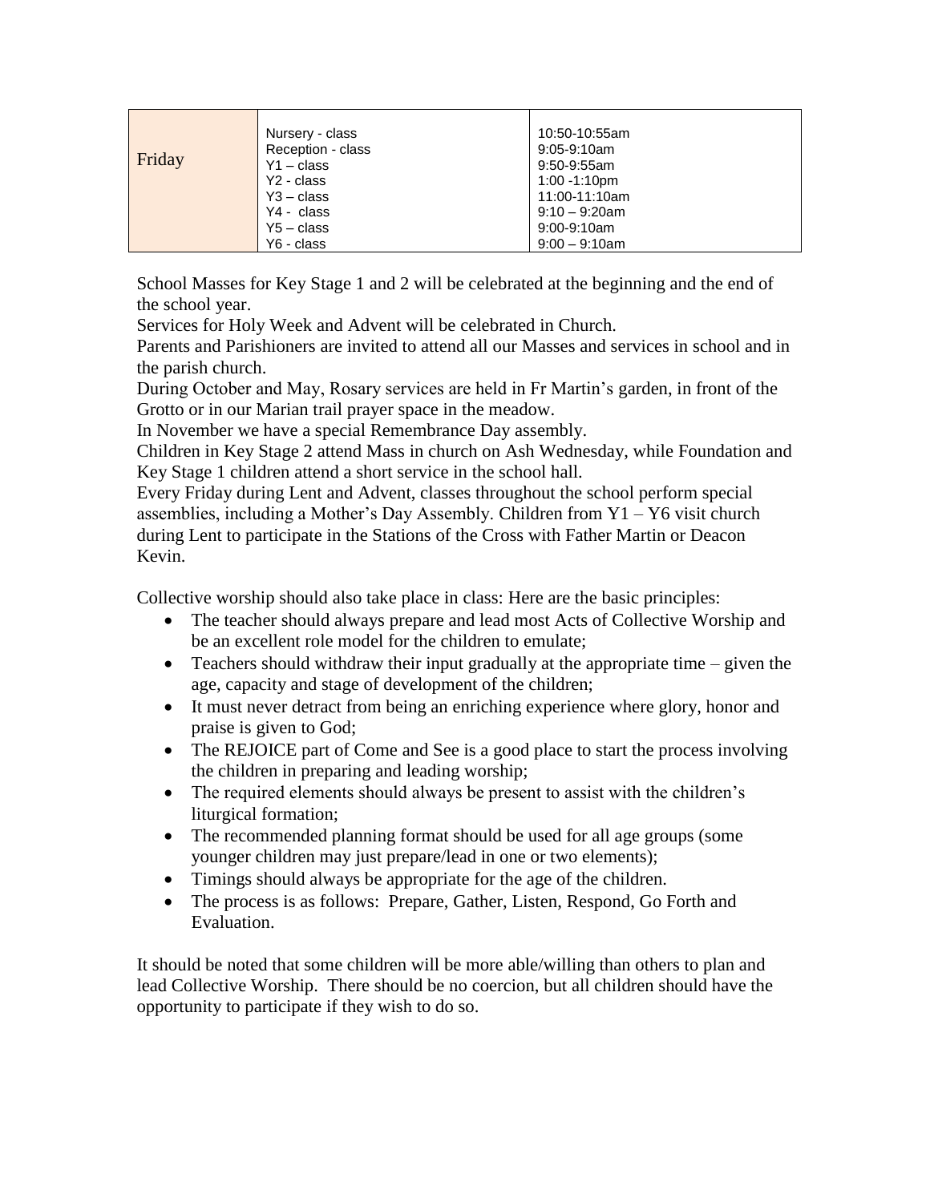| Friday | Nursery - class<br>Reception - class<br>Y1 – class<br>Y2 - class<br>Y3 – class<br>Y4 - class<br>Y5 – class<br>Y6 - class | 10:50-10:55am<br>9:05-9:10am<br>9:50-9:55am<br>1:00 -1:10pm<br>11:00-11:10am<br>9:10 – 9:20am<br>9:00-9:10am<br>9:00 – 9:10am |
|---|---|---|

School Masses for Key Stage 1 and 2 will be celebrated at the beginning and the end of the school year.
Services for Holy Week and Advent will be celebrated in Church.
Parents and Parishioners are invited to attend all our Masses and services in school and in the parish church.
During October and May, Rosary services are held in Fr Martin's garden, in front of the Grotto or in our Marian trail prayer space in the meadow.
In November we have a special Remembrance Day assembly.
Children in Key Stage 2 attend Mass in church on Ash Wednesday, while Foundation and Key Stage 1 children attend a short service in the school hall.
Every Friday during Lent and Advent, classes throughout the school perform special assemblies, including a Mother's Day Assembly. Children from Y1 – Y6 visit church during Lent to participate in the Stations of the Cross with Father Martin or Deacon Kevin.

Collective worship should also take place in class: Here are the basic principles:

- The teacher should always prepare and lead most Acts of Collective Worship and be an excellent role model for the children to emulate;
- Teachers should withdraw their input gradually at the appropriate time – given the age, capacity and stage of development of the children;
- It must never detract from being an enriching experience where glory, honor and praise is given to God;
- The REJOICE part of Come and See is a good place to start the process involving the children in preparing and leading worship;
- The required elements should always be present to assist with the children's liturgical formation;
- The recommended planning format should be used for all age groups (some younger children may just prepare/lead in one or two elements);
- Timings should always be appropriate for the age of the children.
- The process is as follows: Prepare, Gather, Listen, Respond, Go Forth and Evaluation.

It should be noted that some children will be more able/willing than others to plan and lead Collective Worship. There should be no coercion, but all children should have the opportunity to participate if they wish to do so.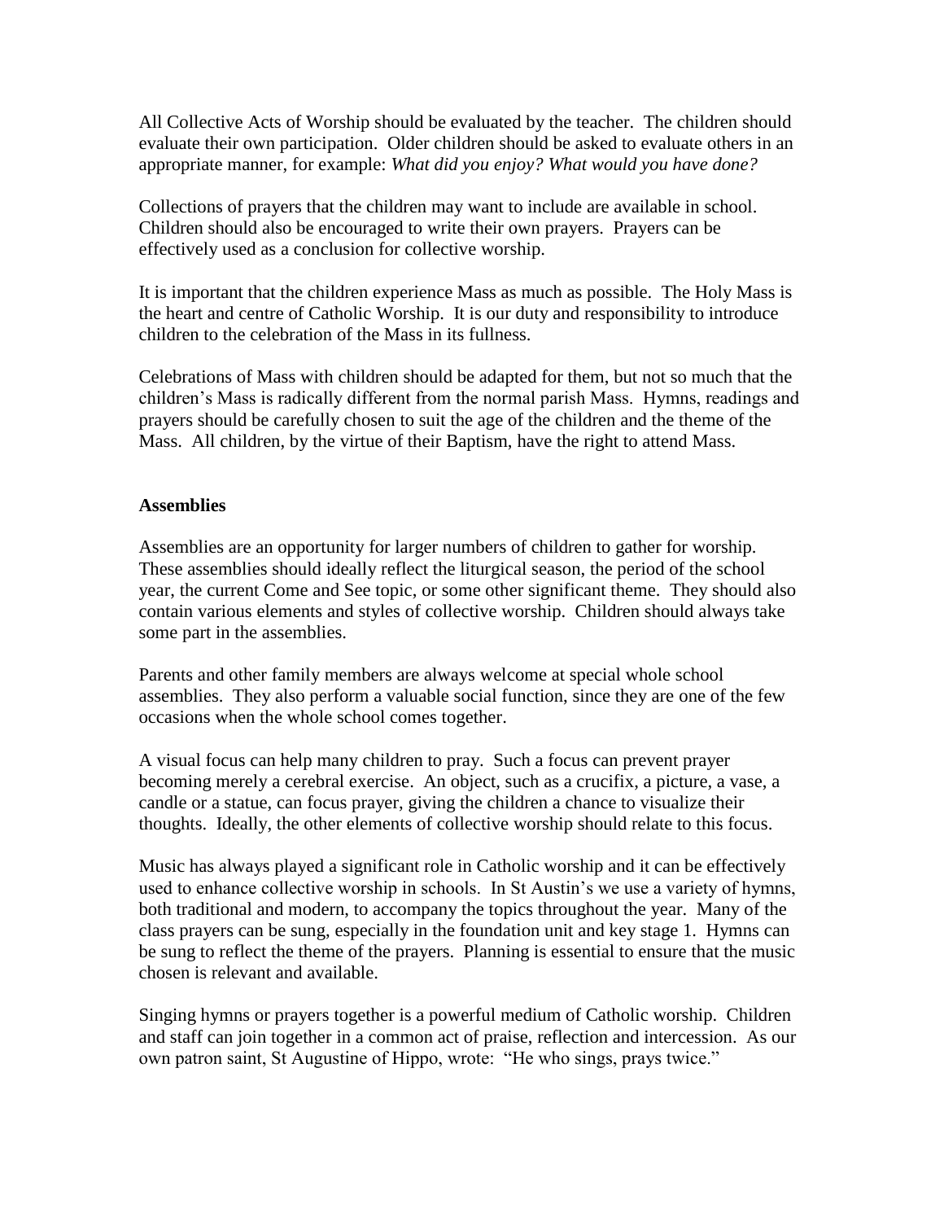All Collective Acts of Worship should be evaluated by the teacher. The children should evaluate their own participation. Older children should be asked to evaluate others in an appropriate manner, for example: *What did you enjoy? What would you have done?*

Collections of prayers that the children may want to include are available in school. Children should also be encouraged to write their own prayers. Prayers can be effectively used as a conclusion for collective worship.

It is important that the children experience Mass as much as possible. The Holy Mass is the heart and centre of Catholic Worship. It is our duty and responsibility to introduce children to the celebration of the Mass in its fullness.

Celebrations of Mass with children should be adapted for them, but not so much that the children's Mass is radically different from the normal parish Mass. Hymns, readings and prayers should be carefully chosen to suit the age of the children and the theme of the Mass. All children, by the virtue of their Baptism, have the right to attend Mass.

**Assemblies**

Assemblies are an opportunity for larger numbers of children to gather for worship. These assemblies should ideally reflect the liturgical season, the period of the school year, the current Come and See topic, or some other significant theme. They should also contain various elements and styles of collective worship. Children should always take some part in the assemblies.

Parents and other family members are always welcome at special whole school assemblies. They also perform a valuable social function, since they are one of the few occasions when the whole school comes together.

A visual focus can help many children to pray. Such a focus can prevent prayer becoming merely a cerebral exercise. An object, such as a crucifix, a picture, a vase, a candle or a statue, can focus prayer, giving the children a chance to visualize their thoughts. Ideally, the other elements of collective worship should relate to this focus.

Music has always played a significant role in Catholic worship and it can be effectively used to enhance collective worship in schools. In St Austin's we use a variety of hymns, both traditional and modern, to accompany the topics throughout the year. Many of the class prayers can be sung, especially in the foundation unit and key stage 1. Hymns can be sung to reflect the theme of the prayers. Planning is essential to ensure that the music chosen is relevant and available.

Singing hymns or prayers together is a powerful medium of Catholic worship. Children and staff can join together in a common act of praise, reflection and intercession. As our own patron saint, St Augustine of Hippo, wrote: "He who sings, prays twice."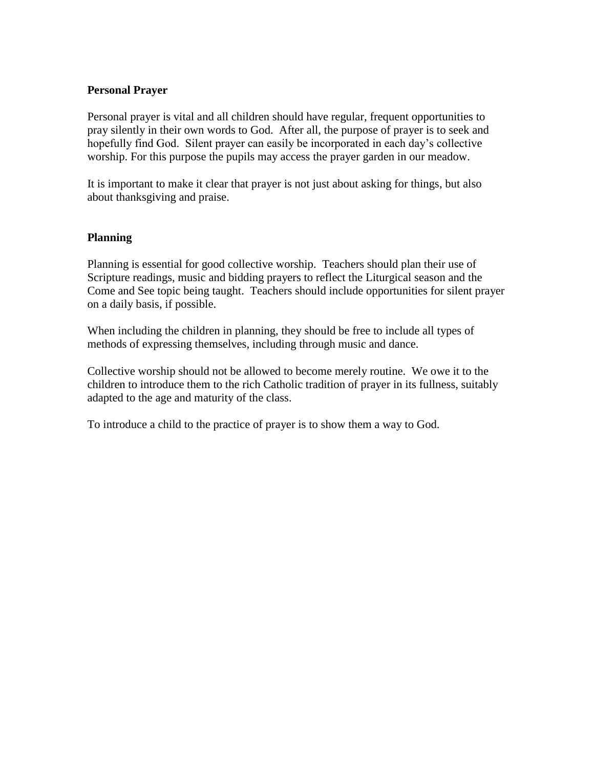**Personal Prayer**

Personal prayer is vital and all children should have regular, frequent opportunities to pray silently in their own words to God. After all, the purpose of prayer is to seek and hopefully find God. Silent prayer can easily be incorporated in each day's collective worship. For this purpose the pupils may access the prayer garden in our meadow.

It is important to make it clear that prayer is not just about asking for things, but also about thanksgiving and praise.

**Planning**

Planning is essential for good collective worship. Teachers should plan their use of Scripture readings, music and bidding prayers to reflect the Liturgical season and the Come and See topic being taught. Teachers should include opportunities for silent prayer on a daily basis, if possible.

When including the children in planning, they should be free to include all types of methods of expressing themselves, including through music and dance.

Collective worship should not be allowed to become merely routine. We owe it to the children to introduce them to the rich Catholic tradition of prayer in its fullness, suitably adapted to the age and maturity of the class.

To introduce a child to the practice of prayer is to show them a way to God.